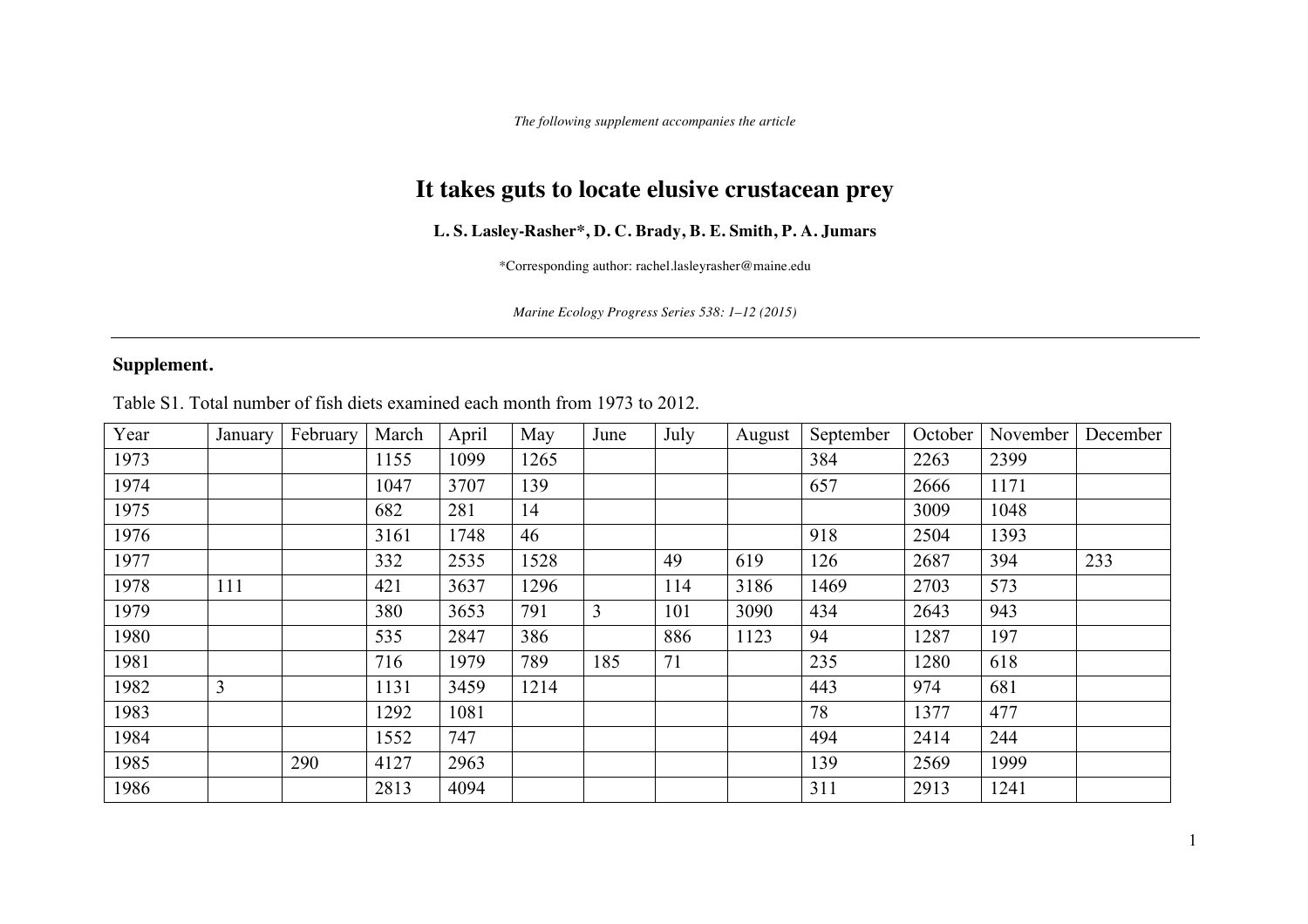*The following supplement accompanies the article*

# It takes guts to locate elusive crustacean prey

**L. S. Lasley-Rasher*, D. C. Brady, B. E. Smith, P. A. Jumars**

*Corresponding author: rachel.lasleyrasher@maine.edu

*Marine Ecology Progress Series 538: 1–12 (2015)*

---

## Supplement.

Table S1. Total number of fish diets examined each month from 1973 to 2012.

| Year | January | February | March | April | May | June | July | August | September | October | November | December |
|---|---|---|---|---|---|---|---|---|---|---|---|---|
| 1973 | | | 1155 | 1099 | 1265 | | | | 384 | 2263 | 2399 | |
| 1974 | | | 1047 | 3707 | 139 | | | | 657 | 2666 | 1171 | |
| 1975 | | | 682 | 281 | 14 | | | | | 3009 | 1048 | |
| 1976 | | | 3161 | 1748 | 46 | | | | 918 | 2504 | 1393 | |
| 1977 | | | 332 | 2535 | 1528 | | 49 | 619 | 126 | 2687 | 394 | 233 |
| 1978 | 111 | | 421 | 3637 | 1296 | | 114 | 3186 | 1469 | 2703 | 573 | |
| 1979 | | | 380 | 3653 | 791 | 3 | 101 | 3090 | 434 | 2643 | 943 | |
| 1980 | | | 535 | 2847 | 386 | | 886 | 1123 | 94 | 1287 | 197 | |
| 1981 | | | 716 | 1979 | 789 | 185 | 71 | | 235 | 1280 | 618 | |
| 1982 | 3 | | 1131 | 3459 | 1214 | | | | 443 | 974 | 681 | |
| 1983 | | | 1292 | 1081 | | | | | 78 | 1377 | 477 | |
| 1984 | | | 1552 | 747 | | | | | 494 | 2414 | 244 | |
| 1985 | | 290 | 4127 | 2963 | | | | | 139 | 2569 | 1999 | |
| 1986 | | | 2813 | 4094 | | | | | 311 | 2913 | 1241 | |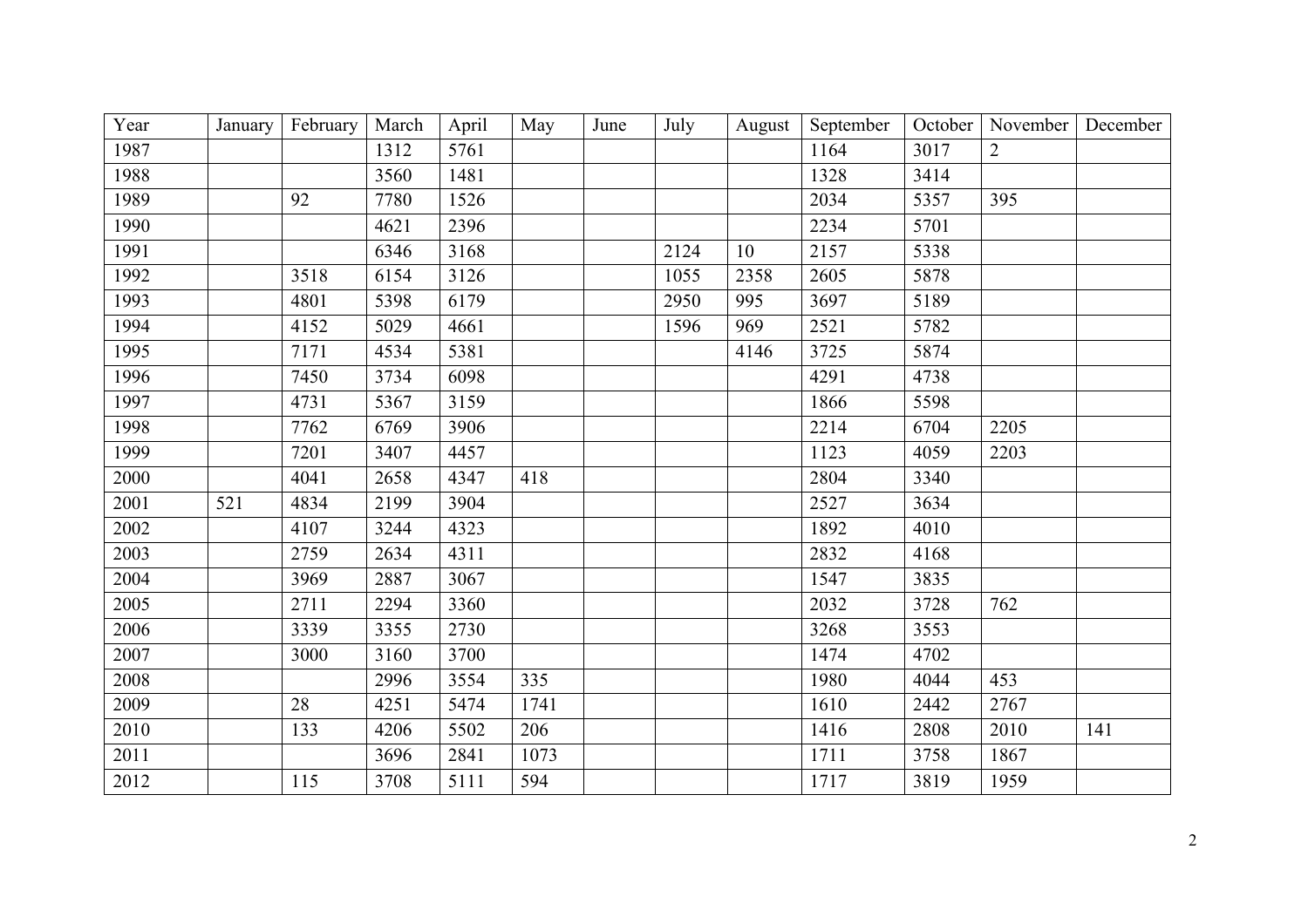| Year | January | February | March | April | May | June | July | August | September | October | November | December |
|---|---|---|---|---|---|---|---|---|---|---|---|---|
| 1987 | | | 1312 | 5761 | | | | | 1164 | 3017 | 2 | |
| 1988 | | | 3560 | 1481 | | | | | 1328 | 3414 | | |
| 1989 | | 92 | 7780 | 1526 | | | | | 2034 | 5357 | 395 | |
| 1990 | | | 4621 | 2396 | | | | | 2234 | 5701 | | |
| 1991 | | | 6346 | 3168 | | | 2124 | 10 | 2157 | 5338 | | |
| 1992 | | 3518 | 6154 | 3126 | | | 1055 | 2358 | 2605 | 5878 | | |
| 1993 | | 4801 | 5398 | 6179 | | | 2950 | 995 | 3697 | 5189 | | |
| 1994 | | 4152 | 5029 | 4661 | | | 1596 | 969 | 2521 | 5782 | | |
| 1995 | | 7171 | 4534 | 5381 | | | | 4146 | 3725 | 5874 | | |
| 1996 | | 7450 | 3734 | 6098 | | | | | 4291 | 4738 | | |
| 1997 | | 4731 | 5367 | 3159 | | | | | 1866 | 5598 | | |
| 1998 | | 7762 | 6769 | 3906 | | | | | 2214 | 6704 | 2205 | |
| 1999 | | 7201 | 3407 | 4457 | | | | | 1123 | 4059 | 2203 | |
| 2000 | | 4041 | 2658 | 4347 | 418 | | | | 2804 | 3340 | | |
| 2001 | 521 | 4834 | 2199 | 3904 | | | | | 2527 | 3634 | | |
| 2002 | | 4107 | 3244 | 4323 | | | | | 1892 | 4010 | | |
| 2003 | | 2759 | 2634 | 4311 | | | | | 2832 | 4168 | | |
| 2004 | | 3969 | 2887 | 3067 | | | | | 1547 | 3835 | | |
| 2005 | | 2711 | 2294 | 3360 | | | | | 2032 | 3728 | 762 | |
| 2006 | | 3339 | 3355 | 2730 | | | | | 3268 | 3553 | | |
| 2007 | | 3000 | 3160 | 3700 | | | | | 1474 | 4702 | | |
| 2008 | | | 2996 | 3554 | 335 | | | | 1980 | 4044 | 453 | |
| 2009 | | 28 | 4251 | 5474 | 1741 | | | | 1610 | 2442 | 2767 | |
| 2010 | | 133 | 4206 | 5502 | 206 | | | | 1416 | 2808 | 2010 | 141 |
| 2011 | | | 3696 | 2841 | 1073 | | | | 1711 | 3758 | 1867 | |
| 2012 | | 115 | 3708 | 5111 | 594 | | | | 1717 | 3819 | 1959 | |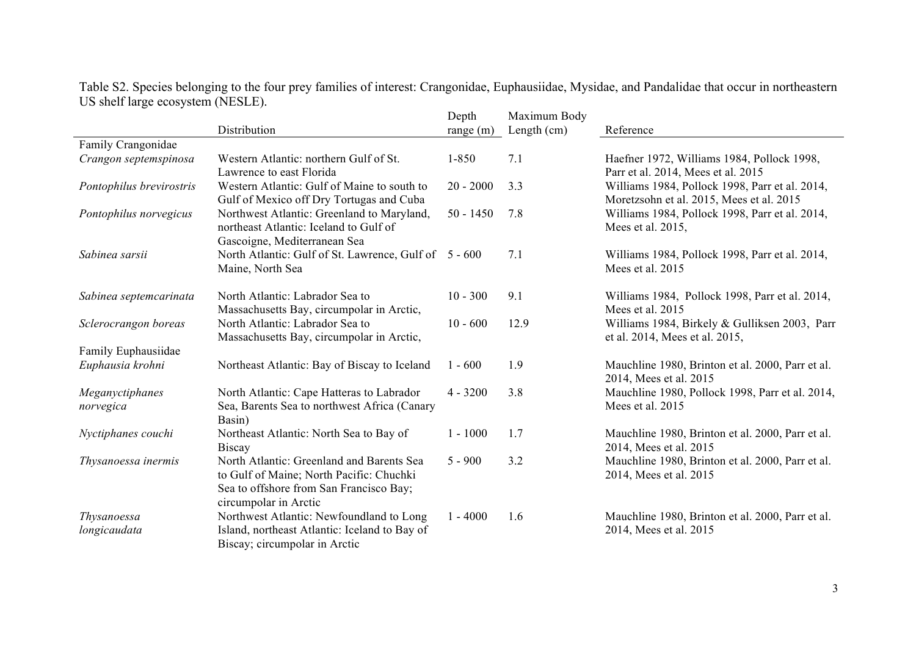Table S2. Species belonging to the four prey families of interest: Crangonidae, Euphausiidae, Mysidae, and Pandalidae that occur in northeastern US shelf large ecosystem (NESLE).

| | Distribution | Depth range (m) | Maximum Body Length (cm) | Reference |
|---|---|---|---|---|
| Family Crangonidae | | | | |
| *Crangon septemspinosa* | Western Atlantic: northern Gulf of St. Lawrence to east Florida | 1-850 | 7.1 | Haefner 1972, Williams 1984, Pollock 1998, Parr et al. 2014, Mees et al. 2015 |
| *Pontophilus brevirostris* | Western Atlantic: Gulf of Maine to south to Gulf of Mexico off Dry Tortugas and Cuba | 20 - 2000 | 3.3 | Williams 1984, Pollock 1998, Parr et al. 2014, Moretzsohn et al. 2015, Mees et al. 2015 |
| *Pontophilus norvegicus* | Northwest Atlantic: Greenland to Maryland, northeast Atlantic: Iceland to Gulf of Gascoigne, Mediterranean Sea | 50 - 1450 | 7.8 | Williams 1984, Pollock 1998, Parr et al. 2014, Mees et al. 2015, |
| *Sabinea sarsii* | North Atlantic: Gulf of St. Lawrence, Gulf of Maine, North Sea | 5 - 600 | 7.1 | Williams 1984, Pollock 1998, Parr et al. 2014, Mees et al. 2015 |
| *Sabinea septemcarinata* | North Atlantic: Labrador Sea to Massachusetts Bay, circumpolar in Arctic, | 10 - 300 | 9.1 | Williams 1984, Pollock 1998, Parr et al. 2014, Mees et al. 2015 |
| *Sclerocrangon boreas* | North Atlantic: Labrador Sea to Massachusetts Bay, circumpolar in Arctic, | 10 - 600 | 12.9 | Williams 1984, Birkely & Gulliksen 2003, Parr et al. 2014, Mees et al. 2015, |
| Family Euphausiidae | | | | |
| *Euphausia krohni* | Northeast Atlantic: Bay of Biscay to Iceland | 1 - 600 | 1.9 | Mauchline 1980, Brinton et al. 2000, Parr et al. 2014, Mees et al. 2015 |
| *Meganyctiphanes norvegica* | North Atlantic: Cape Hatteras to Labrador Sea, Barents Sea to northwest Africa (Canary Basin) | 4 - 3200 | 3.8 | Mauchline 1980, Pollock 1998, Parr et al. 2014, Mees et al. 2015 |
| *Nyctiphanes couchi* | Northeast Atlantic: North Sea to Bay of Biscay | 1 - 1000 | 1.7 | Mauchline 1980, Brinton et al. 2000, Parr et al. 2014, Mees et al. 2015 |
| *Thysanoessa inermis* | North Atlantic: Greenland and Barents Sea to Gulf of Maine; North Pacific: Chuchki Sea to offshore from San Francisco Bay; circumpolar in Arctic | 5 - 900 | 3.2 | Mauchline 1980, Brinton et al. 2000, Parr et al. 2014, Mees et al. 2015 |
| *Thysanoessa longicaudata* | Northwest Atlantic: Newfoundland to Long Island, northeast Atlantic: Iceland to Bay of Biscay; circumpolar in Arctic | 1 - 4000 | 1.6 | Mauchline 1980, Brinton et al. 2000, Parr et al. 2014, Mees et al. 2015 |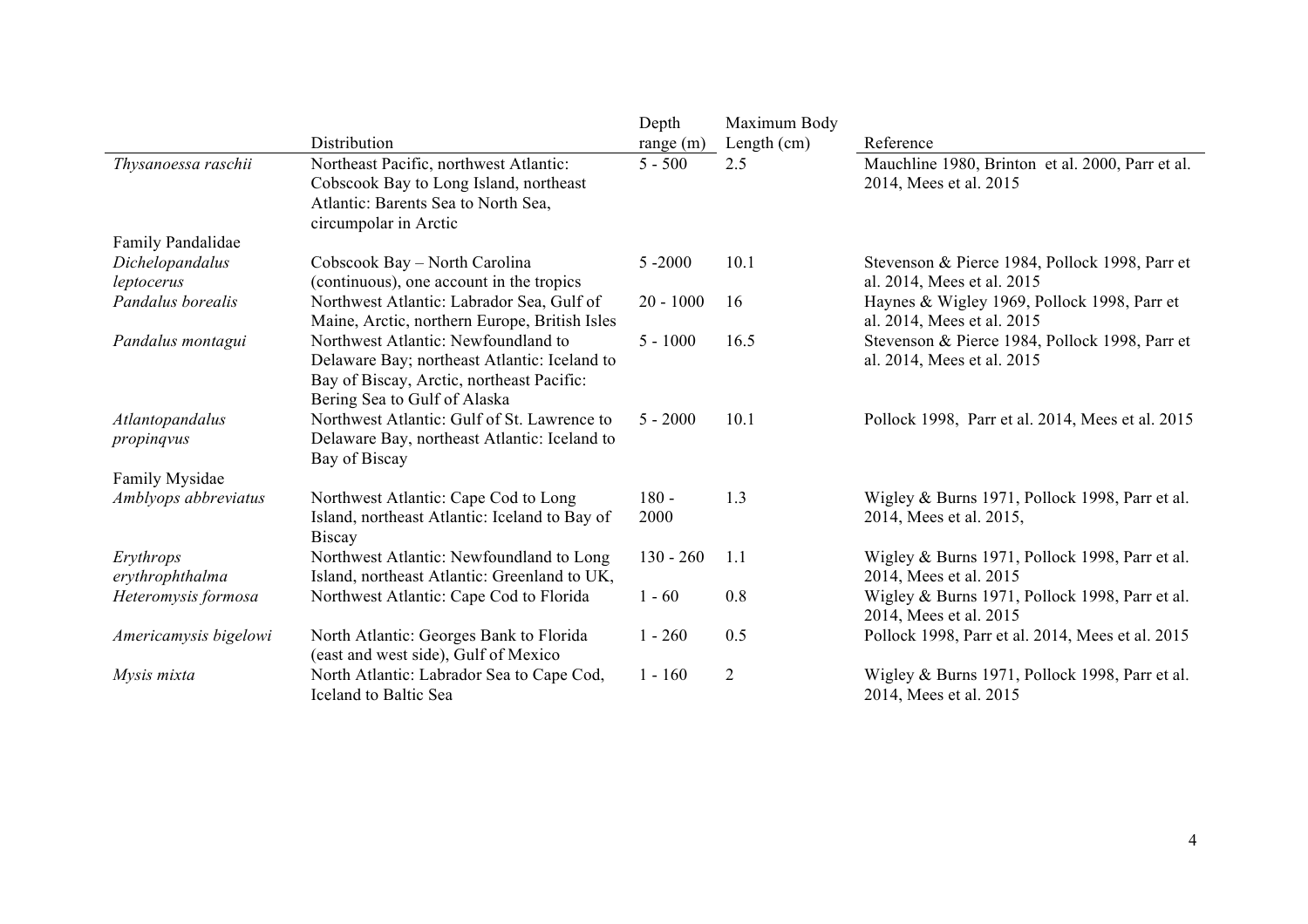| | Distribution | Depth range (m) | Maximum Body Length (cm) | Reference |
|---|---|---|---|---|
| *Thysanoessa raschii* | Northeast Pacific, northwest Atlantic: Cobscook Bay to Long Island, northeast Atlantic: Barents Sea to North Sea, circumpolar in Arctic | 5 - 500 | 2.5 | Mauchline 1980, Brinton et al. 2000, Parr et al. 2014, Mees et al. 2015 |
| Family Pandalidae | | | | |
| *Dichelopandalus leptocerus* | Cobscook Bay – North Carolina (continuous), one account in the tropics | 5 -2000 | 10.1 | Stevenson & Pierce 1984, Pollock 1998, Parr et al. 2014, Mees et al. 2015 |
| *Pandalus borealis* | Northwest Atlantic: Labrador Sea, Gulf of Maine, Arctic, northern Europe, British Isles | 20 - 1000 | 16 | Haynes & Wigley 1969, Pollock 1998, Parr et al. 2014, Mees et al. 2015 |
| *Pandalus montagui* | Northwest Atlantic: Newfoundland to Delaware Bay; northeast Atlantic: Iceland to Bay of Biscay, Arctic, northeast Pacific: Bering Sea to Gulf of Alaska | 5 - 1000 | 16.5 | Stevenson & Pierce 1984, Pollock 1998, Parr et al. 2014, Mees et al. 2015 |
| *Atlantopandalus propinqvus* | Northwest Atlantic: Gulf of St. Lawrence to Delaware Bay, northeast Atlantic: Iceland to Bay of Biscay | 5 - 2000 | 10.1 | Pollock 1998, Parr et al. 2014, Mees et al. 2015 |
| Family Mysidae | | | | |
| *Amblyops abbreviatus* | Northwest Atlantic: Cape Cod to Long Island, northeast Atlantic: Iceland to Bay of Biscay | 180 - 2000 | 1.3 | Wigley & Burns 1971, Pollock 1998, Parr et al. 2014, Mees et al. 2015, |
| *Erythrops erythrophthalma* | Northwest Atlantic: Newfoundland to Long Island, northeast Atlantic: Greenland to UK, | 130 - 260 | 1.1 | Wigley & Burns 1971, Pollock 1998, Parr et al. 2014, Mees et al. 2015 |
| *Heteromysis formosa* | Northwest Atlantic: Cape Cod to Florida | 1 - 60 | 0.8 | Wigley & Burns 1971, Pollock 1998, Parr et al. 2014, Mees et al. 2015 |
| *Americamysis bigelowi* | North Atlantic: Georges Bank to Florida (east and west side), Gulf of Mexico | 1 - 260 | 0.5 | Pollock 1998, Parr et al. 2014, Mees et al. 2015 |
| *Mysis mixta* | North Atlantic: Labrador Sea to Cape Cod, Iceland to Baltic Sea | 1 - 160 | 2 | Wigley & Burns 1971, Pollock 1998, Parr et al. 2014, Mees et al. 2015 |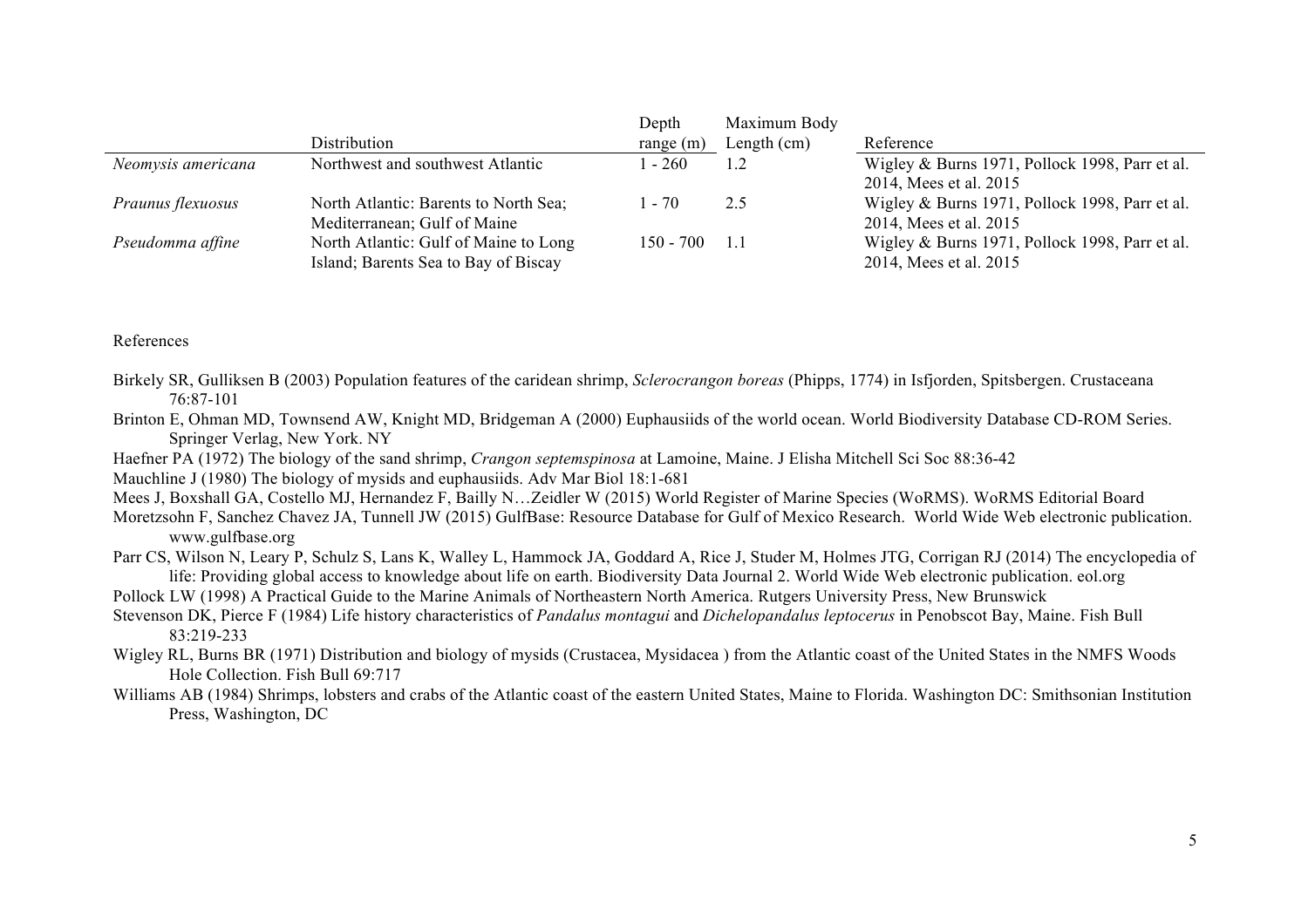| | Distribution | Depth range (m) | Maximum Body Length (cm) | Reference |
|---|---|---|---|---|
| *Neomysis americana* | Northwest and southwest Atlantic | 1 - 260 | 1.2 | Wigley & Burns 1971, Pollock 1998, Parr et al. 2014, Mees et al. 2015 |
| *Praunus flexuosus* | North Atlantic: Barents to North Sea; Mediterranean; Gulf of Maine | 1 - 70 | 2.5 | Wigley & Burns 1971, Pollock 1998, Parr et al. 2014, Mees et al. 2015 |
| *Pseudomma affine* | North Atlantic: Gulf of Maine to Long Island; Barents Sea to Bay of Biscay | 150 - 700 | 1.1 | Wigley & Burns 1971, Pollock 1998, Parr et al. 2014, Mees et al. 2015 |

References

Birkely SR, Gulliksen B (2003) Population features of the caridean shrimp, *Sclerocrangon boreas* (Phipps, 1774) in Isfjorden, Spitsbergen. Crustaceana 76:87-101

Brinton E, Ohman MD, Townsend AW, Knight MD, Bridgeman A (2000) Euphausiids of the world ocean. World Biodiversity Database CD-ROM Series. Springer Verlag, New York. NY

Haefner PA (1972) The biology of the sand shrimp, *Crangon septemspinosa* at Lamoine, Maine. J Elisha Mitchell Sci Soc 88:36-42

Mauchline J (1980) The biology of mysids and euphausiids. Adv Mar Biol 18:1-681

Mees J, Boxshall GA, Costello MJ, Hernandez F, Bailly N…Zeidler W (2015) World Register of Marine Species (WoRMS). WoRMS Editorial Board

Moretzsohn F, Sanchez Chavez JA, Tunnell JW (2015) GulfBase: Resource Database for Gulf of Mexico Research. World Wide Web electronic publication. www.gulfbase.org

Parr CS, Wilson N, Leary P, Schulz S, Lans K, Walley L, Hammock JA, Goddard A, Rice J, Studer M, Holmes JTG, Corrigan RJ (2014) The encyclopedia of life: Providing global access to knowledge about life on earth. Biodiversity Data Journal 2. World Wide Web electronic publication. eol.org

Pollock LW (1998) A Practical Guide to the Marine Animals of Northeastern North America. Rutgers University Press, New Brunswick

Stevenson DK, Pierce F (1984) Life history characteristics of *Pandalus montagui* and *Dichelopandalus leptocerus* in Penobscot Bay, Maine. Fish Bull 83:219-233

Wigley RL, Burns BR (1971) Distribution and biology of mysids (Crustacea, Mysidacea ) from the Atlantic coast of the United States in the NMFS Woods Hole Collection. Fish Bull 69:717

Williams AB (1984) Shrimps, lobsters and crabs of the Atlantic coast of the eastern United States, Maine to Florida. Washington DC: Smithsonian Institution Press, Washington, DC